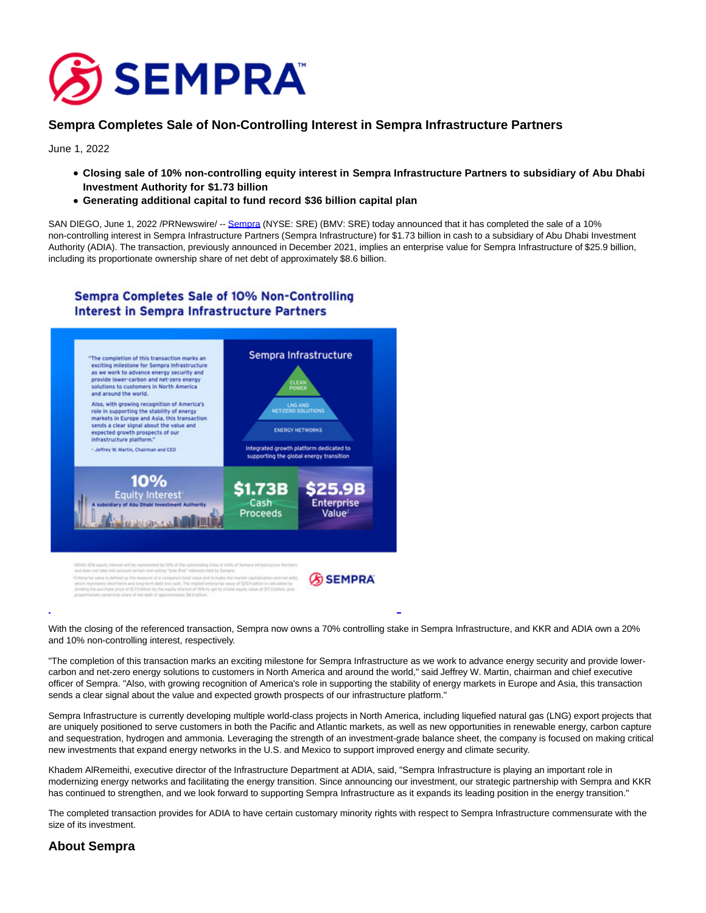# Sempra Completes Sale of Non-Controlling Interest in Sempra Infrastructure Partners

June 1, 2022

- **Closing sale of 10% non-controlling equity interest in Sempra Infrastructure Partners to subsidiary of Abu Dhabi Investment Authority for $1.73 billion**
- **Generating additional capital to fund record $36 billion capital plan**

SAN DIEGO, June 1, 2022 /PRNewswire/ -- Sempra (NYSE: SRE) (BMV: SRE) today announced that it has completed the sale of a 10% non-controlling interest in Sempra Infrastructure Partners (Sempra Infrastructure) for $1.73 billion in cash to a subsidiary of Abu Dhabi Investment Authority (ADIA). The transaction, previously announced in December 2021, implies an enterprise value for Sempra Infrastructure of $25.9 billion, including its proportionate ownership share of net debt of approximately $8.6 billion.

**Sempra Completes Sale of 10% Non-Controlling Interest in Sempra Infrastructure Partners**

"The completion of this transaction marks an exciting milestone for Sempra Infrastructure as we work to advance energy security and provide lower-carbon and net-zero energy solutions to customers in North America and around the world.

Also, with growing recognition of America's role in supporting the stability of energy markets in Europe and Asia, this transaction sends a clear signal about the value and expected growth prospects of our infrastructure platform."

– Jeffrey W. Martin, Chairman and CEO

Sempra Infrastructure

- CLEAN POWER
- LNG AND NET-ZERO SOLUTIONS
- ENERGY NETWORKS

Integrated growth platform dedicated to supporting the global energy transition

**10%** Equity Interest[1] — A subsidiary of Abu Dhabi Investment Authority

**$1.73B** Cash Proceeds

**$25.9B** Enterprise Value[2]

[1]ADIA's 10% equity interest will be represented by 10% of the outstanding Class A Units of Sempra Infrastructure Partners and does not take into account certain non-voting "Sole Risk" interests held by Sempra.

[2]Enterprise value is defined as the measure of a company's total value and includes the market capitalization and net debt, which represents short-term and long-term debt less cash. The implied enterprise value of $25.9 billion is calculated by dividing the purchase price of $1.73 billion by the equity interest of 10% to get to a total equity value of $17.3 billion, plus proportionate ownership share of net debt of approximately $8.6 billion.

SEMPRA

With the closing of the referenced transaction, Sempra now owns a 70% controlling stake in Sempra Infrastructure, and KKR and ADIA own a 20% and 10% non-controlling interest, respectively.

"The completion of this transaction marks an exciting milestone for Sempra Infrastructure as we work to advance energy security and provide lower-carbon and net-zero energy solutions to customers in North America and around the world," said Jeffrey W. Martin, chairman and chief executive officer of Sempra. "Also, with growing recognition of America's role in supporting the stability of energy markets in Europe and Asia, this transaction sends a clear signal about the value and expected growth prospects of our infrastructure platform."

Sempra Infrastructure is currently developing multiple world-class projects in North America, including liquefied natural gas (LNG) export projects that are uniquely positioned to serve customers in both the Pacific and Atlantic markets, as well as new opportunities in renewable energy, carbon capture and sequestration, hydrogen and ammonia. Leveraging the strength of an investment-grade balance sheet, the company is focused on making critical new investments that expand energy networks in the U.S. and Mexico to support improved energy and climate security.

Khadem AlRemeithi, executive director of the Infrastructure Department at ADIA, said, "Sempra Infrastructure is playing an important role in modernizing energy networks and facilitating the energy transition. Since announcing our investment, our strategic partnership with Sempra and KKR has continued to strengthen, and we look forward to supporting Sempra Infrastructure as it expands its leading position in the energy transition."

The completed transaction provides for ADIA to have certain customary minority rights with respect to Sempra Infrastructure commensurate with the size of its investment.

## About Sempra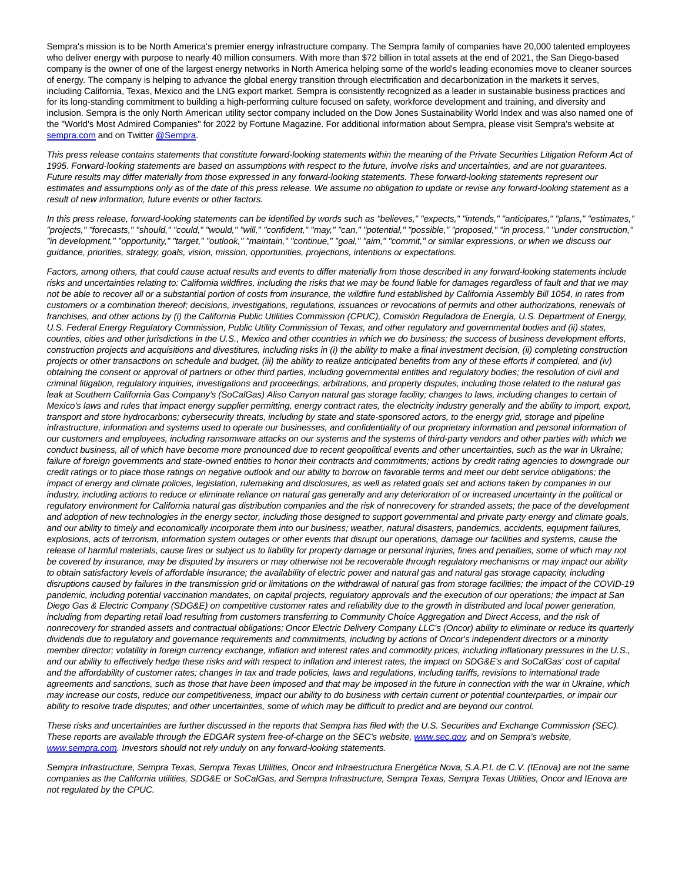Sempra's mission is to be North America's premier energy infrastructure company. The Sempra family of companies have 20,000 talented employees who deliver energy with purpose to nearly 40 million consumers. With more than $72 billion in total assets at the end of 2021, the San Diego-based company is the owner of one of the largest energy networks in North America helping some of the world's leading economies move to cleaner sources of energy. The company is helping to advance the global energy transition through electrification and decarbonization in the markets it serves, including California, Texas, Mexico and the LNG export market. Sempra is consistently recognized as a leader in sustainable business practices and for its long-standing commitment to building a high-performing culture focused on safety, workforce development and training, and diversity and inclusion. Sempra is the only North American utility sector company included on the Dow Jones Sustainability World Index and was also named one of the "World's Most Admired Companies" for 2022 by Fortune Magazine. For additional information about Sempra, please visit Sempra's website at [sempra.com](sempra.com) and on Twitter [@Sempra](@Sempra).

*This press release contains statements that constitute forward-looking statements within the meaning of the Private Securities Litigation Reform Act of 1995. Forward-looking statements are based on assumptions with respect to the future, involve risks and uncertainties, and are not guarantees. Future results may differ materially from those expressed in any forward-looking statements. These forward-looking statements represent our estimates and assumptions only as of the date of this press release. We assume no obligation to update or revise any forward-looking statement as a result of new information, future events or other factors.*

*In this press release, forward-looking statements can be identified by words such as "believes," "expects," "intends," "anticipates," "plans," "estimates," "projects," "forecasts," "should," "could," "would," "will," "confident," "may," "can," "potential," "possible," "proposed," "in process," "under construction," "in development," "opportunity," "target," "outlook," "maintain," "continue," "goal," "aim," "commit," or similar expressions, or when we discuss our guidance, priorities, strategy, goals, vision, mission, opportunities, projections, intentions or expectations.*

*Factors, among others, that could cause actual results and events to differ materially from those described in any forward-looking statements include risks and uncertainties relating to: California wildfires, including the risks that we may be found liable for damages regardless of fault and that we may not be able to recover all or a substantial portion of costs from insurance, the wildfire fund established by California Assembly Bill 1054, in rates from customers or a combination thereof; decisions, investigations, regulations, issuances or revocations of permits and other authorizations, renewals of franchises, and other actions by (i) the California Public Utilities Commission (CPUC), Comisión Reguladora de Energía, U.S. Department of Energy, U.S. Federal Energy Regulatory Commission, Public Utility Commission of Texas, and other regulatory and governmental bodies and (ii) states, counties, cities and other jurisdictions in the U.S., Mexico and other countries in which we do business; the success of business development efforts, construction projects and acquisitions and divestitures, including risks in (i) the ability to make a final investment decision, (ii) completing construction projects or other transactions on schedule and budget, (iii) the ability to realize anticipated benefits from any of these efforts if completed, and (iv) obtaining the consent or approval of partners or other third parties, including governmental entities and regulatory bodies; the resolution of civil and criminal litigation, regulatory inquiries, investigations and proceedings, arbitrations, and property disputes, including those related to the natural gas leak at Southern California Gas Company's (SoCalGas) Aliso Canyon natural gas storage facility; changes to laws, including changes to certain of Mexico's laws and rules that impact energy supplier permitting, energy contract rates, the electricity industry generally and the ability to import, export, transport and store hydrocarbons; cybersecurity threats, including by state and state-sponsored actors, to the energy grid, storage and pipeline infrastructure, information and systems used to operate our businesses, and confidentiality of our proprietary information and personal information of our customers and employees, including ransomware attacks on our systems and the systems of third-party vendors and other parties with which we conduct business, all of which have become more pronounced due to recent geopolitical events and other uncertainties, such as the war in Ukraine; failure of foreign governments and state-owned entities to honor their contracts and commitments; actions by credit rating agencies to downgrade our credit ratings or to place those ratings on negative outlook and our ability to borrow on favorable terms and meet our debt service obligations; the impact of energy and climate policies, legislation, rulemaking and disclosures, as well as related goals set and actions taken by companies in our industry, including actions to reduce or eliminate reliance on natural gas generally and any deterioration of or increased uncertainty in the political or regulatory environment for California natural gas distribution companies and the risk of nonrecovery for stranded assets; the pace of the development and adoption of new technologies in the energy sector, including those designed to support governmental and private party energy and climate goals, and our ability to timely and economically incorporate them into our business; weather, natural disasters, pandemics, accidents, equipment failures, explosions, acts of terrorism, information system outages or other events that disrupt our operations, damage our facilities and systems, cause the release of harmful materials, cause fires or subject us to liability for property damage or personal injuries, fines and penalties, some of which may not be covered by insurance, may be disputed by insurers or may otherwise not be recoverable through regulatory mechanisms or may impact our ability to obtain satisfactory levels of affordable insurance; the availability of electric power and natural gas and natural gas storage capacity, including disruptions caused by failures in the transmission grid or limitations on the withdrawal of natural gas from storage facilities; the impact of the COVID-19 pandemic, including potential vaccination mandates, on capital projects, regulatory approvals and the execution of our operations; the impact at San Diego Gas & Electric Company (SDG&E) on competitive customer rates and reliability due to the growth in distributed and local power generation, including from departing retail load resulting from customers transferring to Community Choice Aggregation and Direct Access, and the risk of nonrecovery for stranded assets and contractual obligations; Oncor Electric Delivery Company LLC's (Oncor) ability to eliminate or reduce its quarterly dividends due to regulatory and governance requirements and commitments, including by actions of Oncor's independent directors or a minority member director; volatility in foreign currency exchange, inflation and interest rates and commodity prices, including inflationary pressures in the U.S., and our ability to effectively hedge these risks and with respect to inflation and interest rates, the impact on SDG&E's and SoCalGas' cost of capital and the affordability of customer rates; changes in tax and trade policies, laws and regulations, including tariffs, revisions to international trade agreements and sanctions, such as those that have been imposed and that may be imposed in the future in connection with the war in Ukraine, which may increase our costs, reduce our competitiveness, impact our ability to do business with certain current or potential counterparties, or impair our ability to resolve trade disputes; and other uncertainties, some of which may be difficult to predict and are beyond our control.*

*These risks and uncertainties are further discussed in the reports that Sempra has filed with the U.S. Securities and Exchange Commission (SEC). These reports are available through the EDGAR system free-of-charge on the SEC's website, [www.sec.gov](www.sec.gov), and on Sempra's website, [www.sempra.com](www.sempra.com). Investors should not rely unduly on any forward-looking statements.*

*Sempra Infrastructure, Sempra Texas, Sempra Texas Utilities, Oncor and Infraestructura Energética Nova, S.A.P.I. de C.V. (IEnova) are not the same companies as the California utilities, SDG&E or SoCalGas, and Sempra Infrastructure, Sempra Texas, Sempra Texas Utilities, Oncor and IEnova are not regulated by the CPUC.*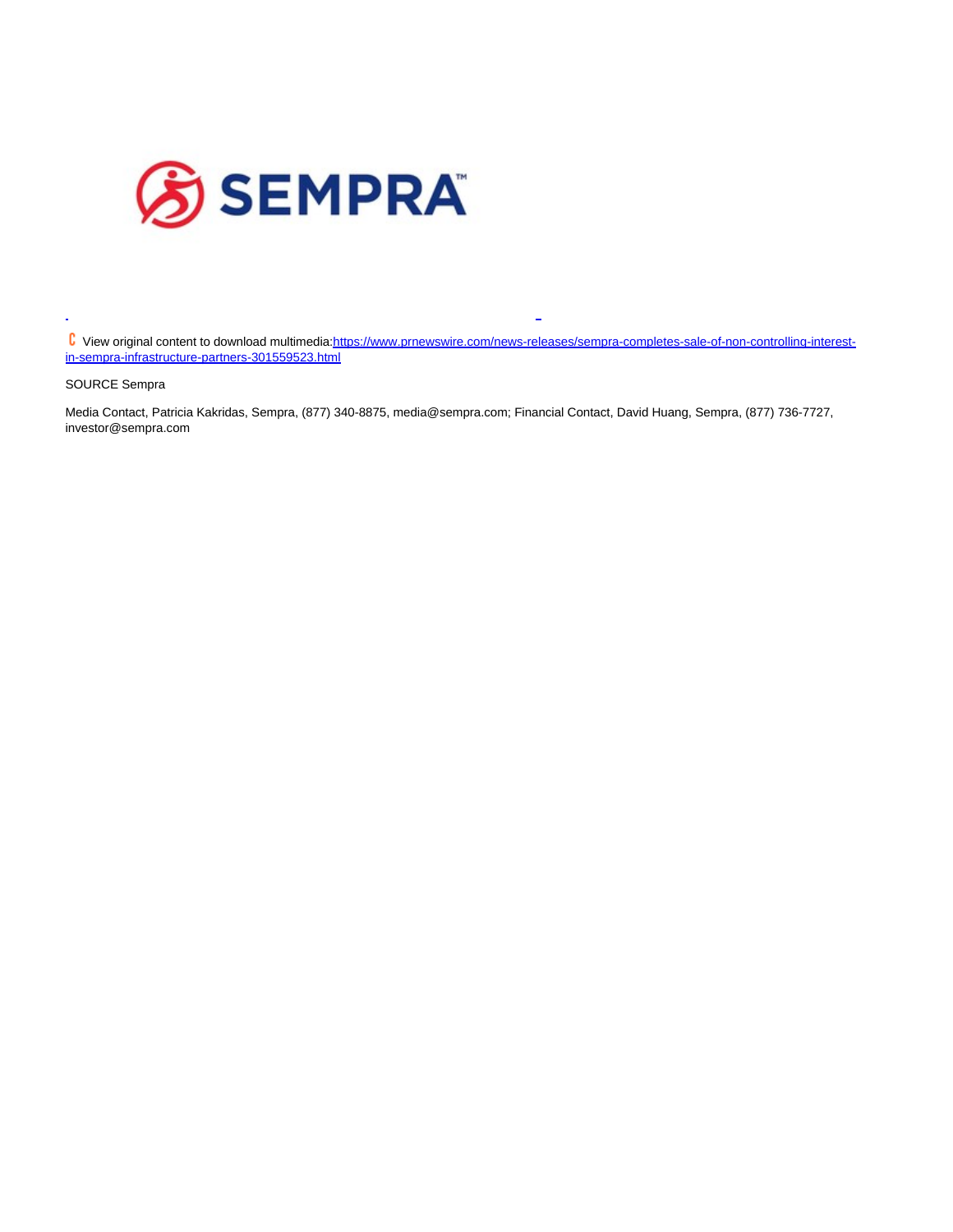View original content to download multimedia:https://www.prnewswire.com/news-releases/sempra-completes-sale-of-non-controlling-interest-in-sempra-infrastructure-partners-301559523.html

SOURCE Sempra

Media Contact, Patricia Kakridas, Sempra, (877) 340-8875, media@sempra.com; Financial Contact, David Huang, Sempra, (877) 736-7727, investor@sempra.com